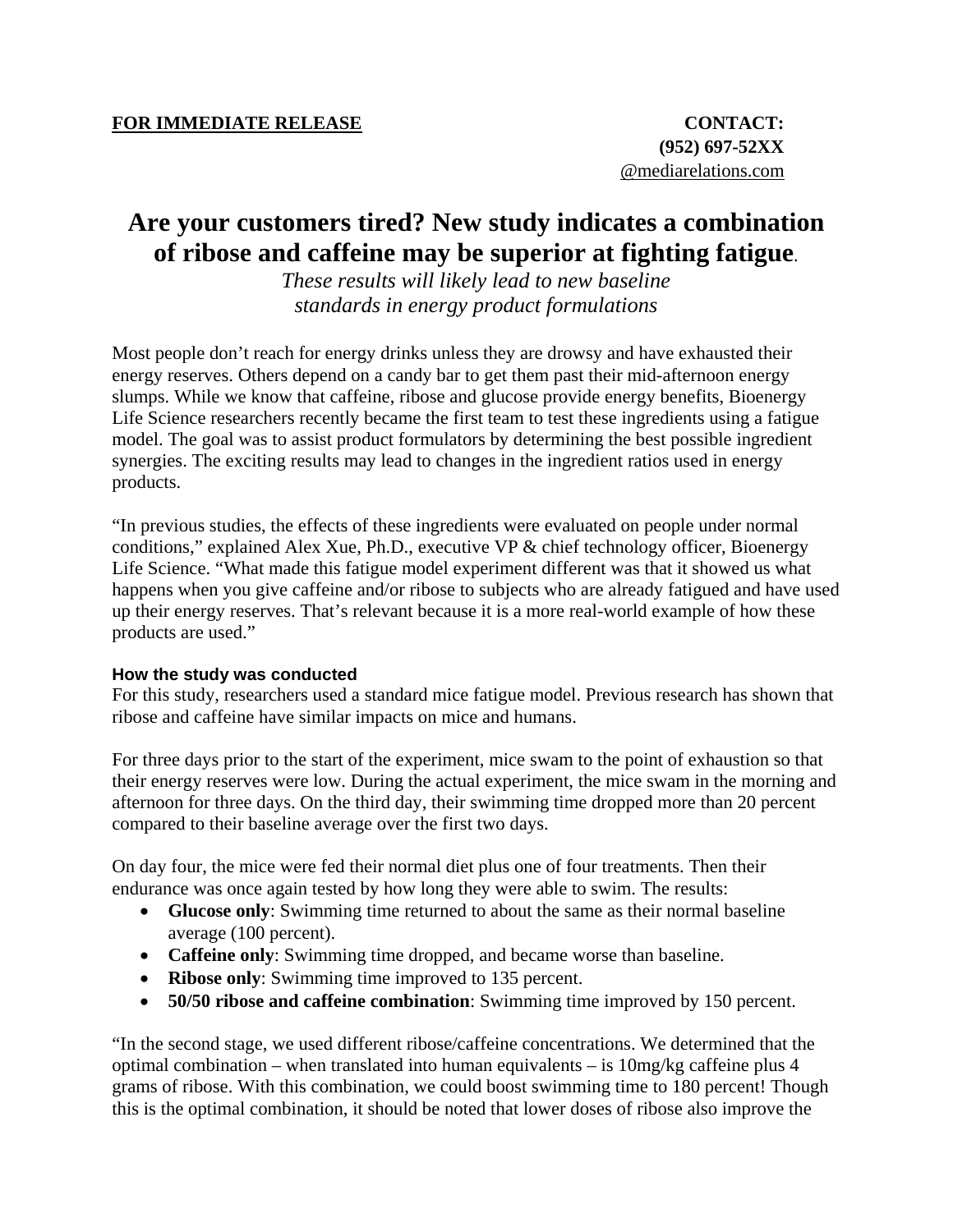**FOR IMMEDIATE RELEASE**

**CONTACT:**
**(952) 697-52XX**
@mediarelations.com

# Are your customers tired? New study indicates a combination of ribose and caffeine may be superior at fighting fatigue.

*These results will likely lead to new baseline standards in energy product formulations*

Most people don't reach for energy drinks unless they are drowsy and have exhausted their energy reserves. Others depend on a candy bar to get them past their mid-afternoon energy slumps. While we know that caffeine, ribose and glucose provide energy benefits, Bioenergy Life Science researchers recently became the first team to test these ingredients using a fatigue model. The goal was to assist product formulators by determining the best possible ingredient synergies. The exciting results may lead to changes in the ingredient ratios used in energy products.

"In previous studies, the effects of these ingredients were evaluated on people under normal conditions," explained Alex Xue, Ph.D., executive VP & chief technology officer, Bioenergy Life Science. "What made this fatigue model experiment different was that it showed us what happens when you give caffeine and/or ribose to subjects who are already fatigued and have used up their energy reserves. That's relevant because it is a more real-world example of how these products are used."

### How the study was conducted

For this study, researchers used a standard mice fatigue model. Previous research has shown that ribose and caffeine have similar impacts on mice and humans.

For three days prior to the start of the experiment, mice swam to the point of exhaustion so that their energy reserves were low. During the actual experiment, the mice swam in the morning and afternoon for three days. On the third day, their swimming time dropped more than 20 percent compared to their baseline average over the first two days.

On day four, the mice were fed their normal diet plus one of four treatments. Then their endurance was once again tested by how long they were able to swim. The results:

- **Glucose only**: Swimming time returned to about the same as their normal baseline average (100 percent).
- **Caffeine only**: Swimming time dropped, and became worse than baseline.
- **Ribose only**: Swimming time improved to 135 percent.
- **50/50 ribose and caffeine combination**: Swimming time improved by 150 percent.

"In the second stage, we used different ribose/caffeine concentrations. We determined that the optimal combination – when translated into human equivalents – is 10mg/kg caffeine plus 4 grams of ribose. With this combination, we could boost swimming time to 180 percent! Though this is the optimal combination, it should be noted that lower doses of ribose also improve the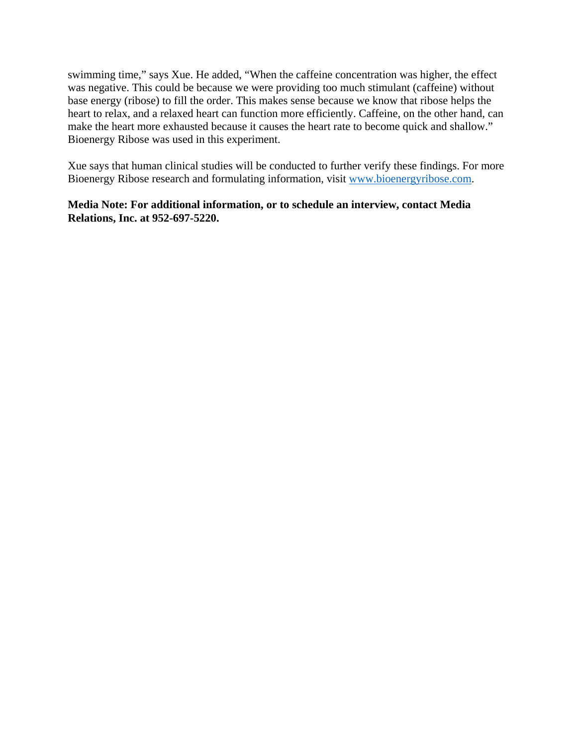swimming time," says Xue. He added, "When the caffeine concentration was higher, the effect was negative. This could be because we were providing too much stimulant (caffeine) without base energy (ribose) to fill the order. This makes sense because we know that ribose helps the heart to relax, and a relaxed heart can function more efficiently. Caffeine, on the other hand, can make the heart more exhausted because it causes the heart rate to become quick and shallow." Bioenergy Ribose was used in this experiment.

Xue says that human clinical studies will be conducted to further verify these findings. For more Bioenergy Ribose research and formulating information, visit [www.bioenergyribose.com](http://www.bioenergyribose.com).

**Media Note: For additional information, or to schedule an interview, contact Media Relations, Inc. at 952-697-5220.**